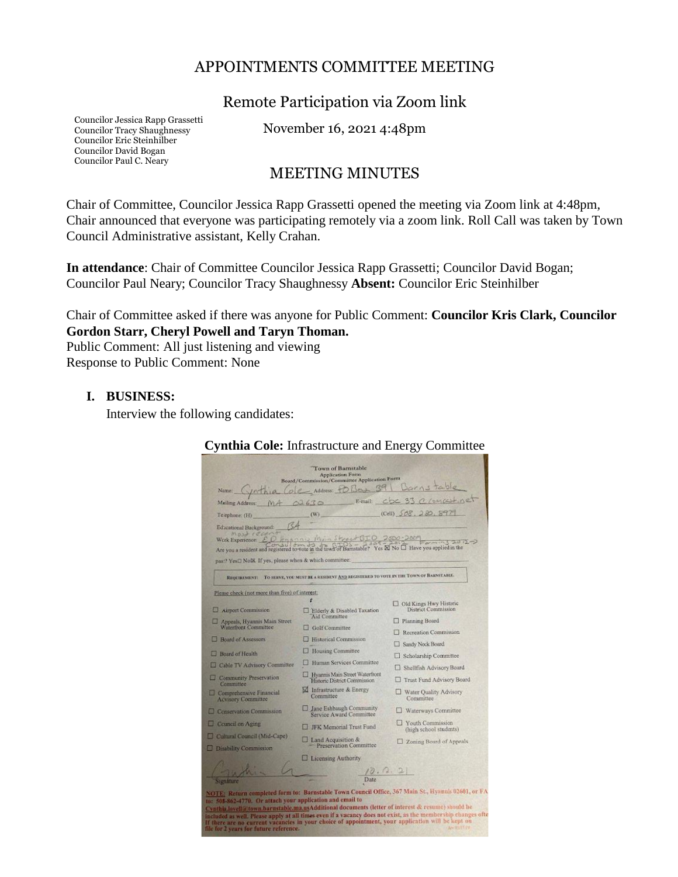# APPOINTMENTS COMMITTEE MEETING

## Remote Participation via Zoom link

Councilor Jessica Rapp Grassetti
Councilor Tracy Shaughnessy
Councilor Eric Steinhilber
Councilor David Bogan
Councilor Paul C. Neary

November 16, 2021 4:48pm

## MEETING MINUTES

Chair of Committee, Councilor Jessica Rapp Grassetti opened the meeting via Zoom link at 4:48pm, Chair announced that everyone was participating remotely via a zoom link. Roll Call was taken by Town Council Administrative assistant, Kelly Crahan.

**In attendance**: Chair of Committee Councilor Jessica Rapp Grassetti; Councilor David Bogan; Councilor Paul Neary; Councilor Tracy Shaughnessy **Absent:** Councilor Eric Steinhilber

Chair of Committee asked if there was anyone for Public Comment: **Councilor Kris Clark, Councilor Gordon Starr, Cheryl Powell and Taryn Thoman.**

Public Comment: All just listening and viewing
Response to Public Comment: None

**I. BUSINESS:**

Interview the following candidates:

**Cynthia Cole:** Infrastructure and Energy Committee

Town of Barnstable
Application Form
Board/Commission/Committee Application Form

Name: Cynthia Cole Address: PO Box 391 Barnstable
Mailing Address: MA 02630 E-mail: cbc33@comcast.net
Telephone: (H) (W) (Cell) 508.280.8979
Educational Background: BA
Work Experience: most recent ED Hyannis Main Street BID 2000-2009; Consultant to BIDs 2009-2012; Farming 2012->
Are you a resident and registered to vote in the town of Barnstable? Yes ☒ No ☐ Have you applied in the past? Yes ☐ No ☒ If yes, please when & which committee:

REQUIREMENT: TO SERVE, YOU MUST BE A RESIDENT AND REGISTERED TO VOTE IN THE TOWN OF BARNSTABLE.

Please check (not more than five) of interest:

| | | |
|---|---|---|
| ☐ Airport Commission | ☐ Elderly & Disabled Taxation Aid Committee | ☐ Old Kings Hwy Historic District Commission |
| ☐ Appeals, Hyannis Main Street Waterfront Committee | ☐ Golf Committee | ☐ Planning Board |
| ☐ Board of Assessors | ☐ Historical Commission | ☐ Recreation Commission |
| ☐ Board of Health | ☐ Housing Committee | ☐ Sandy Neck Board |
| ☐ Cable TV Advisory Committee | ☐ Human Services Committee | ☐ Scholarship Committee |
| ☐ Community Preservation Committee | ☐ Hyannis Main Street Waterfront Historic District Commission | ☐ Shellfish Advisory Board |
| ☐ Comprehensive Financial Advisory Committee | ☒ Infrastructure & Energy Committee | ☐ Trust Fund Advisory Board |
| ☐ Conservation Commission | ☐ Jane Eshbaugh Community Service Award Committee | ☐ Water Quality Advisory Committee |
| ☐ Council on Aging | ☐ JFK Memorial Trust Fund | ☐ Waterways Committee |
| ☐ Cultural Council (Mid-Cape) | ☐ Land Acquisition & Preservation Committee | ☐ Youth Commission (high school students) |
| ☐ Disability Commission | ☐ Licensing Authority | ☐ Zoning Board of Appeals |

Signature: Cynthia Cole Date: 10.12.21

NOTE: Return completed form to: Barnstable Town Council Office, 367 Main St., Hyannis 02601, or FAX to: 508-862-4770. Or attach your application and email to Cynthia.lovell@town.barnstable.ma.us Additional documents (letter of interest & resume) should be included as well. Please apply at all times even if a vacancy does not exist, as the membership changes often. If there are no current vacancies in your choice of appointment, your application will be kept on file for 2 years for future reference.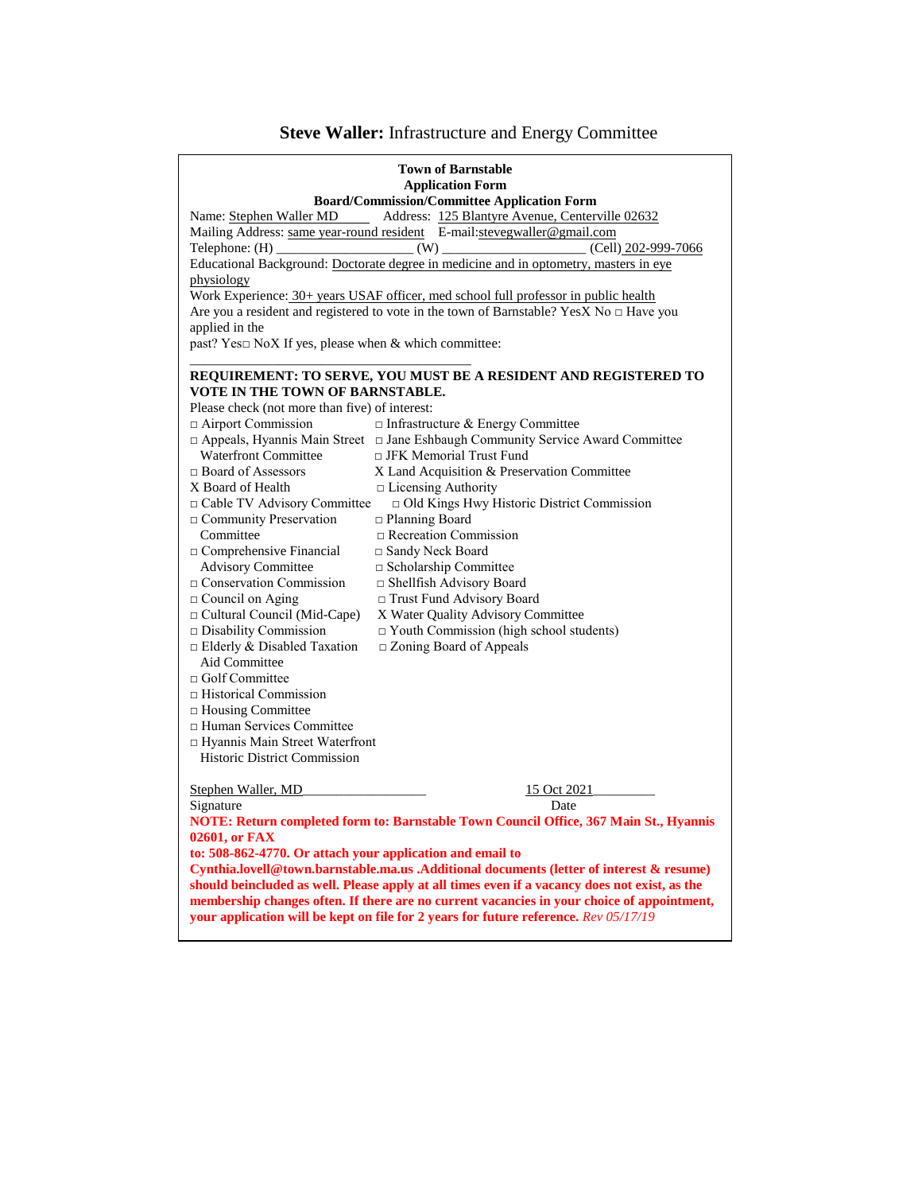# **Steve Waller:** Infrastructure and Energy Committee

**Town of Barnstable**
**Application Form**
**Board/Commission/Committee Application Form**

Name: Stephen Waller MD Address: 125 Blantyre Avenue, Centerville 02632
Mailing Address: same year-round resident E-mail:stevegwaller@gmail.com
Telephone: (H) ____________________ (W) ____________________ (Cell) 202-999-7066
Educational Background: Doctorate degree in medicine and in optometry, masters in eye physiology
Work Experience: 30+ years USAF officer, med school full professor in public health
Are you a resident and registered to vote in the town of Barnstable? YesX No □ Have you applied in the past? Yes□ NoX If yes, please when & which committee:
________________________________________

**REQUIREMENT: TO SERVE, YOU MUST BE A RESIDENT AND REGISTERED TO VOTE IN THE TOWN OF BARNSTABLE.**

Please check (not more than five) of interest:

□ Airport Commission
□ Appeals, Hyannis Main Street Waterfront Committee
□ Board of Assessors
X Board of Health
□ Cable TV Advisory Committee
□ Community Preservation Committee
□ Comprehensive Financial Advisory Committee
□ Conservation Commission
□ Council on Aging
□ Cultural Council (Mid-Cape)
□ Disability Commission
□ Elderly & Disabled Taxation Aid Committee
□ Golf Committee
□ Historical Commission
□ Housing Committee
□ Human Services Committee
□ Hyannis Main Street Waterfront Historic District Commission
□ Infrastructure & Energy Committee
□ Jane Eshbaugh Community Service Award Committee
□ JFK Memorial Trust Fund
X Land Acquisition & Preservation Committee
□ Licensing Authority
□ Old Kings Hwy Historic District Commission
□ Planning Board
□ Recreation Commission
□ Sandy Neck Board
□ Scholarship Committee
□ Shellfish Advisory Board
□ Trust Fund Advisory Board
X Water Quality Advisory Committee
□ Youth Commission (high school students)
□ Zoning Board of Appeals

Stephen Waller, MD
Signature

15 Oct 2021
Date

**NOTE: Return completed form to: Barnstable Town Council Office, 367 Main St., Hyannis 02601, or FAX to: 508-862-4770. Or attach your application and email to Cynthia.lovell@town.barnstable.ma.us .Additional documents (letter of interest & resume) should beincluded as well. Please apply at all times even if a vacancy does not exist, as the membership changes often. If there are no current vacancies in your choice of appointment, your application will be kept on file for 2 years for future reference.** *Rev 05/17/19*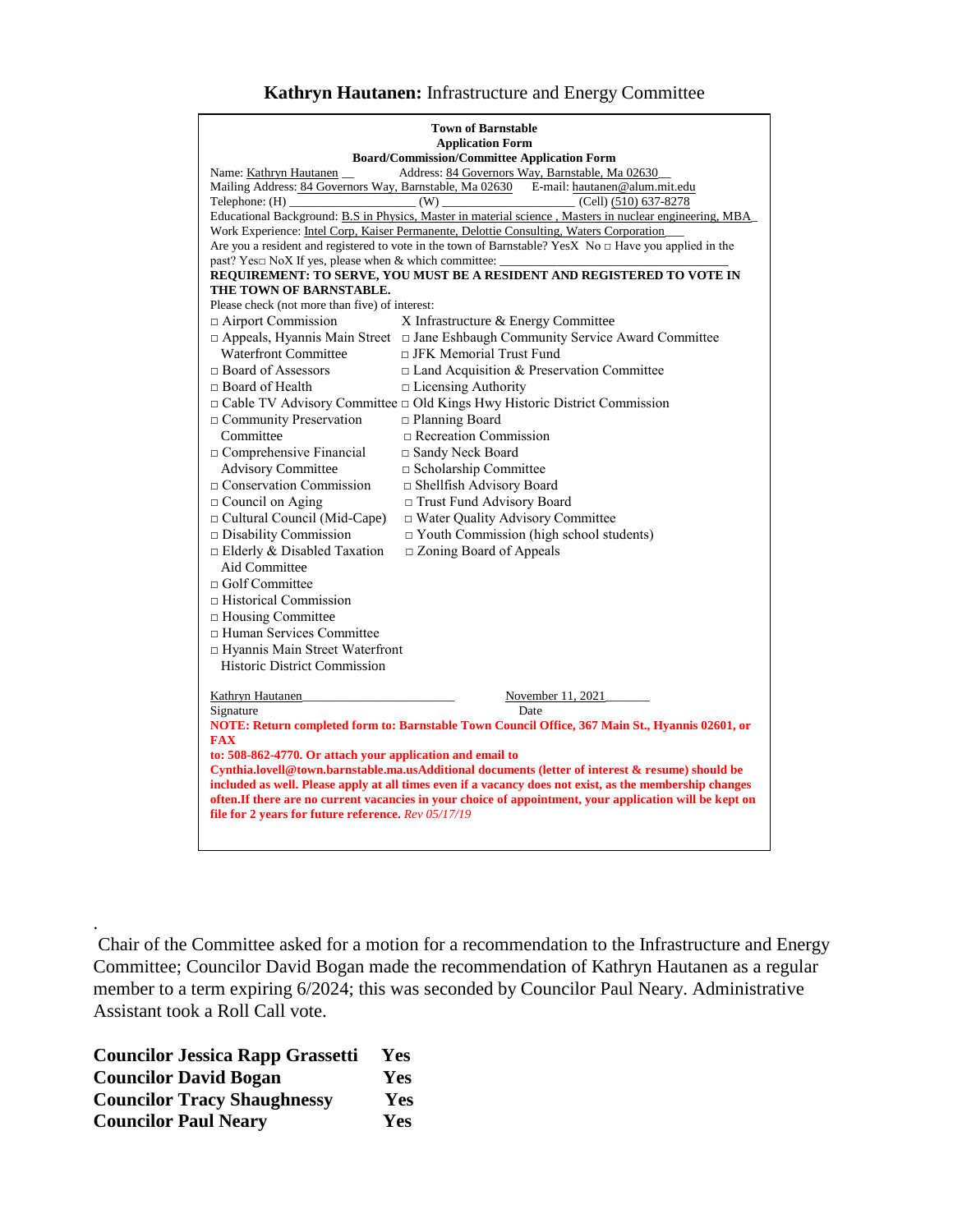**Kathryn Hautanen:** Infrastructure and Energy Committee

**Town of Barnstable**
**Application Form**
**Board/Commission/Committee Application Form**

Name: Kathryn Hautanen __ Address: 84 Governors Way, Barnstable, Ma 02630__
Mailing Address: 84 Governors Way, Barnstable, Ma 02630 E-mail: hautanen@alum.mit.edu
Telephone: (H) ___________________ (W) ___________________ (Cell) (510) 637-8278
Educational Background: B.S in Physics, Master in material science , Masters in nuclear engineering, MBA_
Work Experience: Intel Corp, Kaiser Permanente, Delottie Consulting, Waters Corporation___
Are you a resident and registered to vote in the town of Barnstable? YesX No □ Have you applied in the past? Yes□ NoX If yes, please when & which committee: ___________________________________

**REQUIREMENT: TO SERVE, YOU MUST BE A RESIDENT AND REGISTERED TO VOTE IN THE TOWN OF BARNSTABLE.**

Please check (not more than five) of interest:

□ Airport Commission
□ Appeals, Hyannis Main Street Waterfront Committee
□ Board of Assessors
□ Board of Health
□ Cable TV Advisory Committee
□ Community Preservation Committee
□ Comprehensive Financial Advisory Committee
□ Conservation Commission
□ Council on Aging
□ Cultural Council (Mid-Cape)
□ Disability Commission
□ Elderly & Disabled Taxation Aid Committee
□ Golf Committee
□ Historical Commission
□ Housing Committee
□ Human Services Committee
□ Hyannis Main Street Waterfront Historic District Commission
X Infrastructure & Energy Committee
□ Jane Eshbaugh Community Service Award Committee
□ JFK Memorial Trust Fund
□ Land Acquisition & Preservation Committee
□ Licensing Authority
□ Old Kings Hwy Historic District Commission
□ Planning Board
□ Recreation Commission
□ Sandy Neck Board
□ Scholarship Committee
□ Shellfish Advisory Board
□ Trust Fund Advisory Board
□ Water Quality Advisory Committee
□ Youth Commission (high school students)
□ Zoning Board of Appeals

Kathryn Hautanen________________________ November 11, 2021_______
Signature Date

**NOTE: Return completed form to: Barnstable Town Council Office, 367 Main St., Hyannis 02601, or FAX to: 508-862-4770. Or attach your application and email to Cynthia.lovell@town.barnstable.ma.usAdditional documents (letter of interest & resume) should be included as well. Please apply at all times even if a vacancy does not exist, as the membership changes often.If there are no current vacancies in your choice of appointment, your application will be kept on file for 2 years for future reference.** *Rev 05/17/19*

.
Chair of the Committee asked for a motion for a recommendation to the Infrastructure and Energy Committee; Councilor David Bogan made the recommendation of Kathryn Hautanen as a regular member to a term expiring 6/2024; this was seconded by Councilor Paul Neary. Administrative Assistant took a Roll Call vote.

**Councilor Jessica Rapp Grassetti Yes**
**Councilor David Bogan Yes**
**Councilor Tracy Shaughnessy Yes**
**Councilor Paul Neary Yes**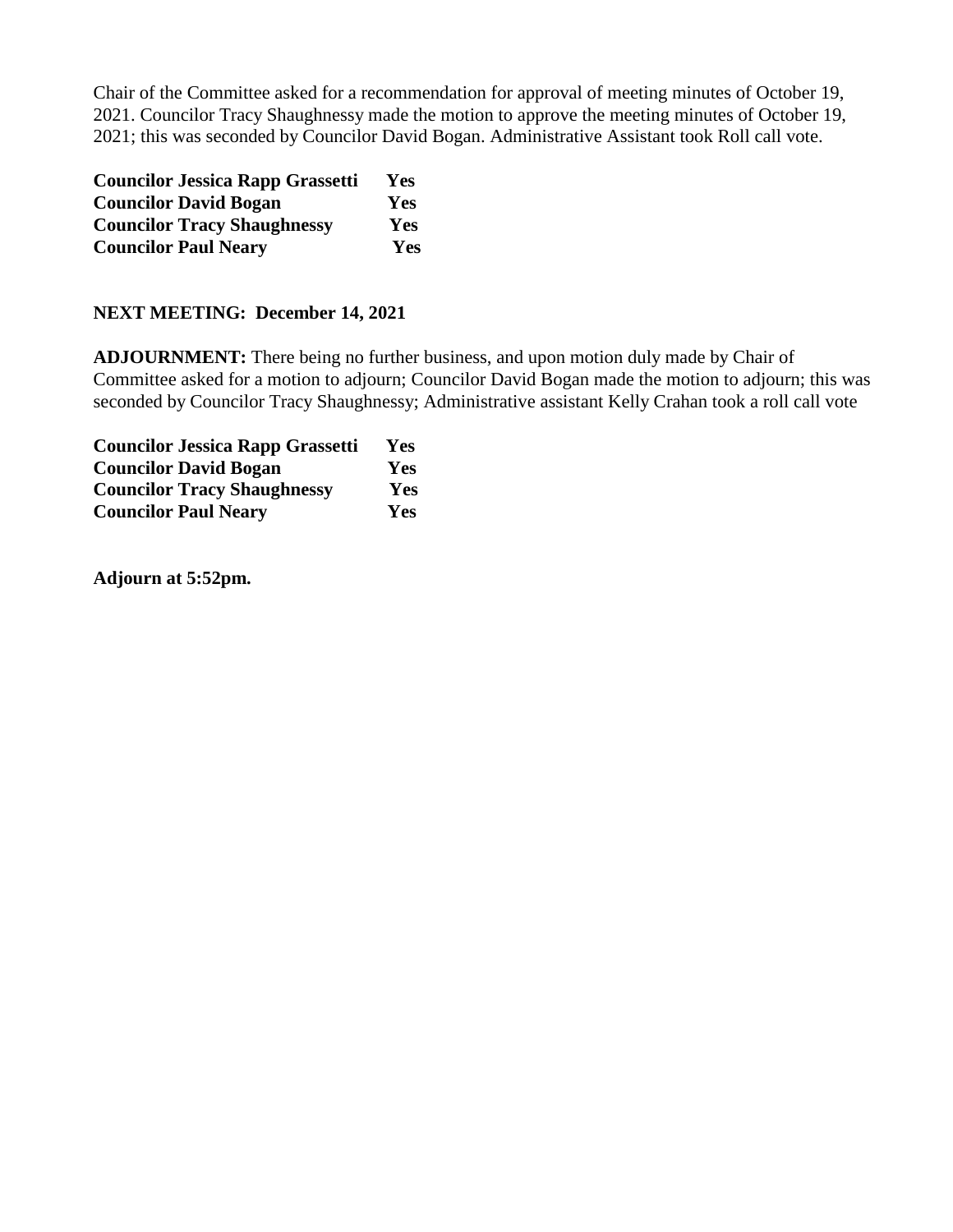Chair of the Committee asked for a recommendation for approval of meeting minutes of October 19, 2021. Councilor Tracy Shaughnessy made the motion to approve the meeting minutes of October 19, 2021; this was seconded by Councilor David Bogan. Administrative Assistant took Roll call vote.

| | |
|---|---|
| **Councilor Jessica Rapp Grassetti** | **Yes** |
| **Councilor David Bogan** | **Yes** |
| **Councilor Tracy Shaughnessy** | **Yes** |
| **Councilor Paul Neary** | **Yes** |

**NEXT MEETING: December 14, 2021**

**ADJOURNMENT:** There being no further business, and upon motion duly made by Chair of Committee asked for a motion to adjourn; Councilor David Bogan made the motion to adjourn; this was seconded by Councilor Tracy Shaughnessy; Administrative assistant Kelly Crahan took a roll call vote

| | |
|---|---|
| **Councilor Jessica Rapp Grassetti** | **Yes** |
| **Councilor David Bogan** | **Yes** |
| **Councilor Tracy Shaughnessy** | **Yes** |
| **Councilor Paul Neary** | **Yes** |

**Adjourn at 5:52pm.**